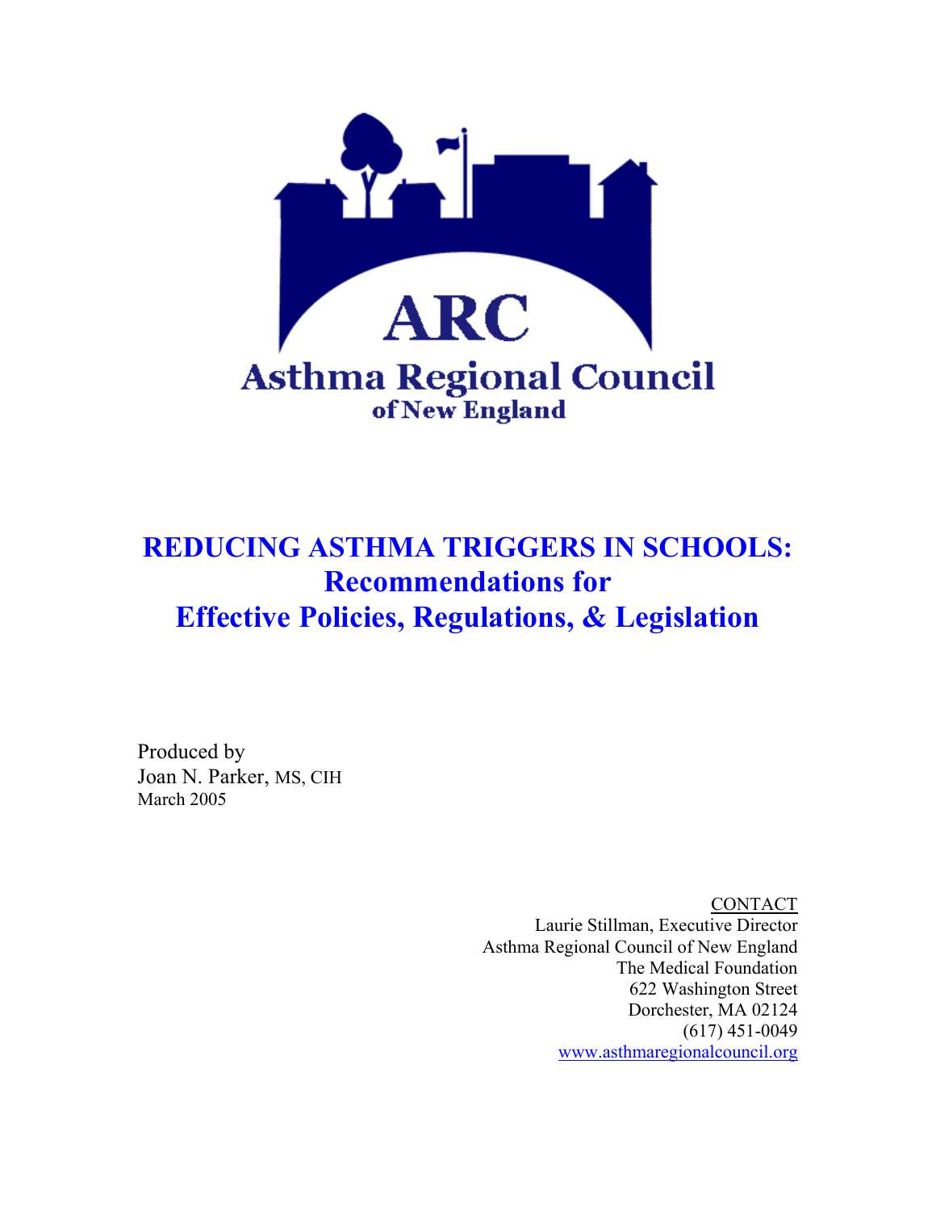ARC

Asthma Regional Council

of New England

# REDUCING ASTHMA TRIGGERS IN SCHOOLS: Recommendations for Effective Policies, Regulations, & Legislation

Produced by
Joan N. Parker, MS, CIH
March 2005

CONTACT
Laurie Stillman, Executive Director
Asthma Regional Council of New England
The Medical Foundation
622 Washington Street
Dorchester, MA 02124
(617) 451-0049
www.asthmaregionalcouncil.org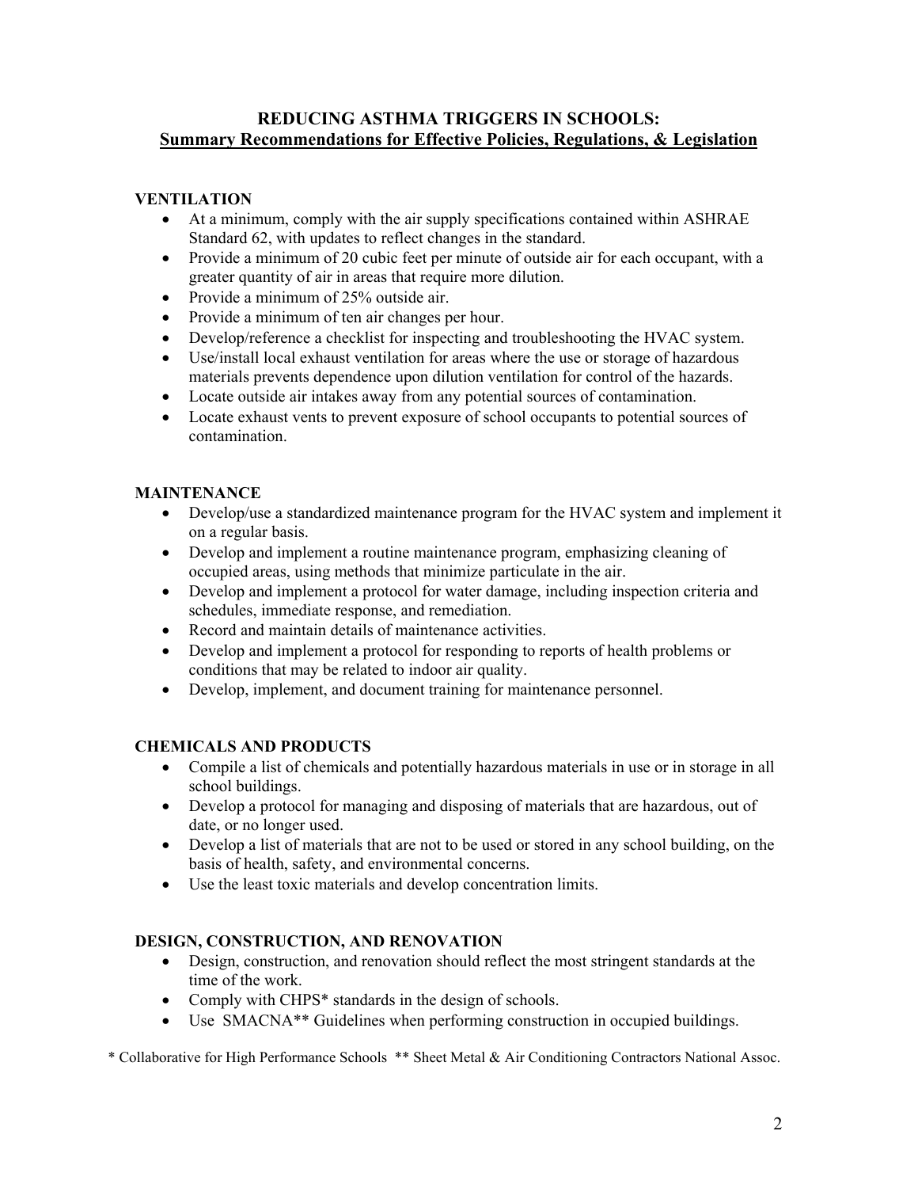# REDUCING ASTHMA TRIGGERS IN SCHOOLS: Summary Recommendations for Effective Policies, Regulations, & Legislation

## VENTILATION

- At a minimum, comply with the air supply specifications contained within ASHRAE Standard 62, with updates to reflect changes in the standard.
- Provide a minimum of 20 cubic feet per minute of outside air for each occupant, with a greater quantity of air in areas that require more dilution.
- Provide a minimum of 25% outside air.
- Provide a minimum of ten air changes per hour.
- Develop/reference a checklist for inspecting and troubleshooting the HVAC system.
- Use/install local exhaust ventilation for areas where the use or storage of hazardous materials prevents dependence upon dilution ventilation for control of the hazards.
- Locate outside air intakes away from any potential sources of contamination.
- Locate exhaust vents to prevent exposure of school occupants to potential sources of contamination.

## MAINTENANCE

- Develop/use a standardized maintenance program for the HVAC system and implement it on a regular basis.
- Develop and implement a routine maintenance program, emphasizing cleaning of occupied areas, using methods that minimize particulate in the air.
- Develop and implement a protocol for water damage, including inspection criteria and schedules, immediate response, and remediation.
- Record and maintain details of maintenance activities.
- Develop and implement a protocol for responding to reports of health problems or conditions that may be related to indoor air quality.
- Develop, implement, and document training for maintenance personnel.

## CHEMICALS AND PRODUCTS

- Compile a list of chemicals and potentially hazardous materials in use or in storage in all school buildings.
- Develop a protocol for managing and disposing of materials that are hazardous, out of date, or no longer used.
- Develop a list of materials that are not to be used or stored in any school building, on the basis of health, safety, and environmental concerns.
- Use the least toxic materials and develop concentration limits.

## DESIGN, CONSTRUCTION, AND RENOVATION

- Design, construction, and renovation should reflect the most stringent standards at the time of the work.
- Comply with CHPS* standards in the design of schools.
- Use SMACNA** Guidelines when performing construction in occupied buildings.

\* Collaborative for High Performance Schools \*\* Sheet Metal & Air Conditioning Contractors National Assoc.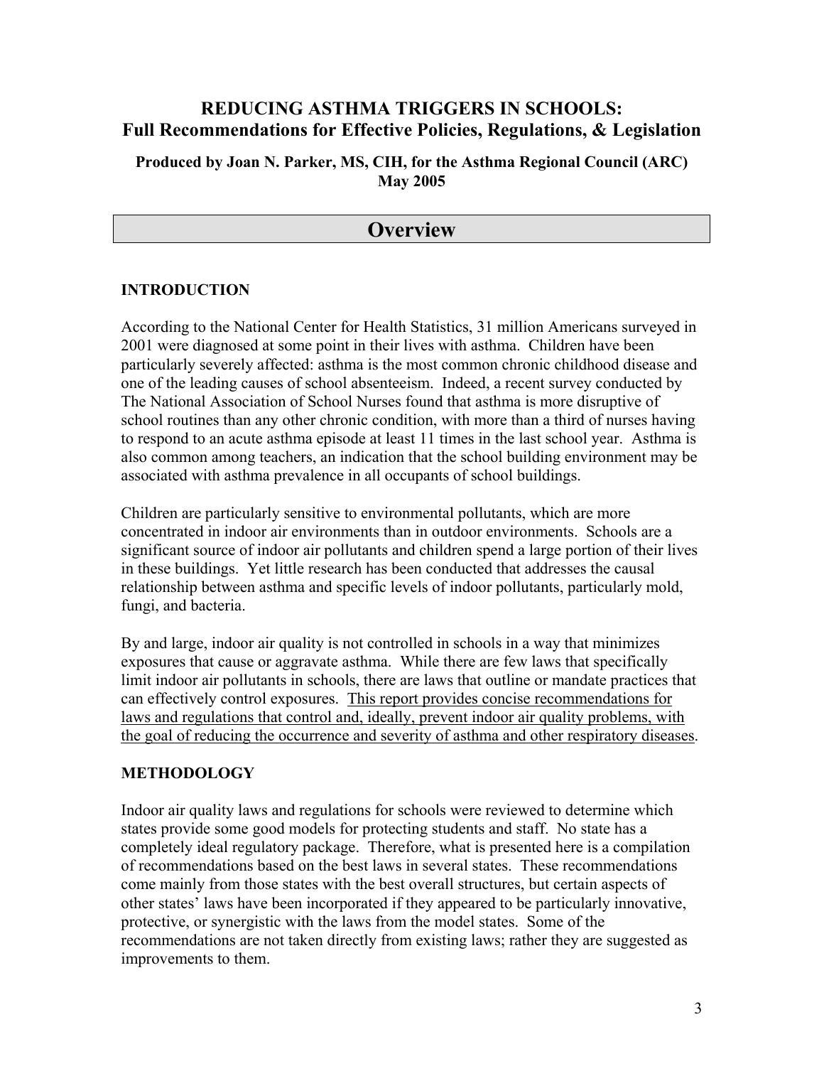# REDUCING ASTHMA TRIGGERS IN SCHOOLS:
# Full Recommendations for Effective Policies, Regulations, & Legislation

**Produced by Joan N. Parker, MS, CIH, for the Asthma Regional Council (ARC)**
**May 2005**

## Overview

### INTRODUCTION

According to the National Center for Health Statistics, 31 million Americans surveyed in 2001 were diagnosed at some point in their lives with asthma. Children have been particularly severely affected: asthma is the most common chronic childhood disease and one of the leading causes of school absenteeism. Indeed, a recent survey conducted by The National Association of School Nurses found that asthma is more disruptive of school routines than any other chronic condition, with more than a third of nurses having to respond to an acute asthma episode at least 11 times in the last school year. Asthma is also common among teachers, an indication that the school building environment may be associated with asthma prevalence in all occupants of school buildings.

Children are particularly sensitive to environmental pollutants, which are more concentrated in indoor air environments than in outdoor environments. Schools are a significant source of indoor air pollutants and children spend a large portion of their lives in these buildings. Yet little research has been conducted that addresses the causal relationship between asthma and specific levels of indoor pollutants, particularly mold, fungi, and bacteria.

By and large, indoor air quality is not controlled in schools in a way that minimizes exposures that cause or aggravate asthma. While there are few laws that specifically limit indoor air pollutants in schools, there are laws that outline or mandate practices that can effectively control exposures. <u>This report provides concise recommendations for laws and regulations that control and, ideally, prevent indoor air quality problems, with the goal of reducing the occurrence and severity of asthma and other respiratory diseases</u>.

### METHODOLOGY

Indoor air quality laws and regulations for schools were reviewed to determine which states provide some good models for protecting students and staff. No state has a completely ideal regulatory package. Therefore, what is presented here is a compilation of recommendations based on the best laws in several states. These recommendations come mainly from those states with the best overall structures, but certain aspects of other states' laws have been incorporated if they appeared to be particularly innovative, protective, or synergistic with the laws from the model states. Some of the recommendations are not taken directly from existing laws; rather they are suggested as improvements to them.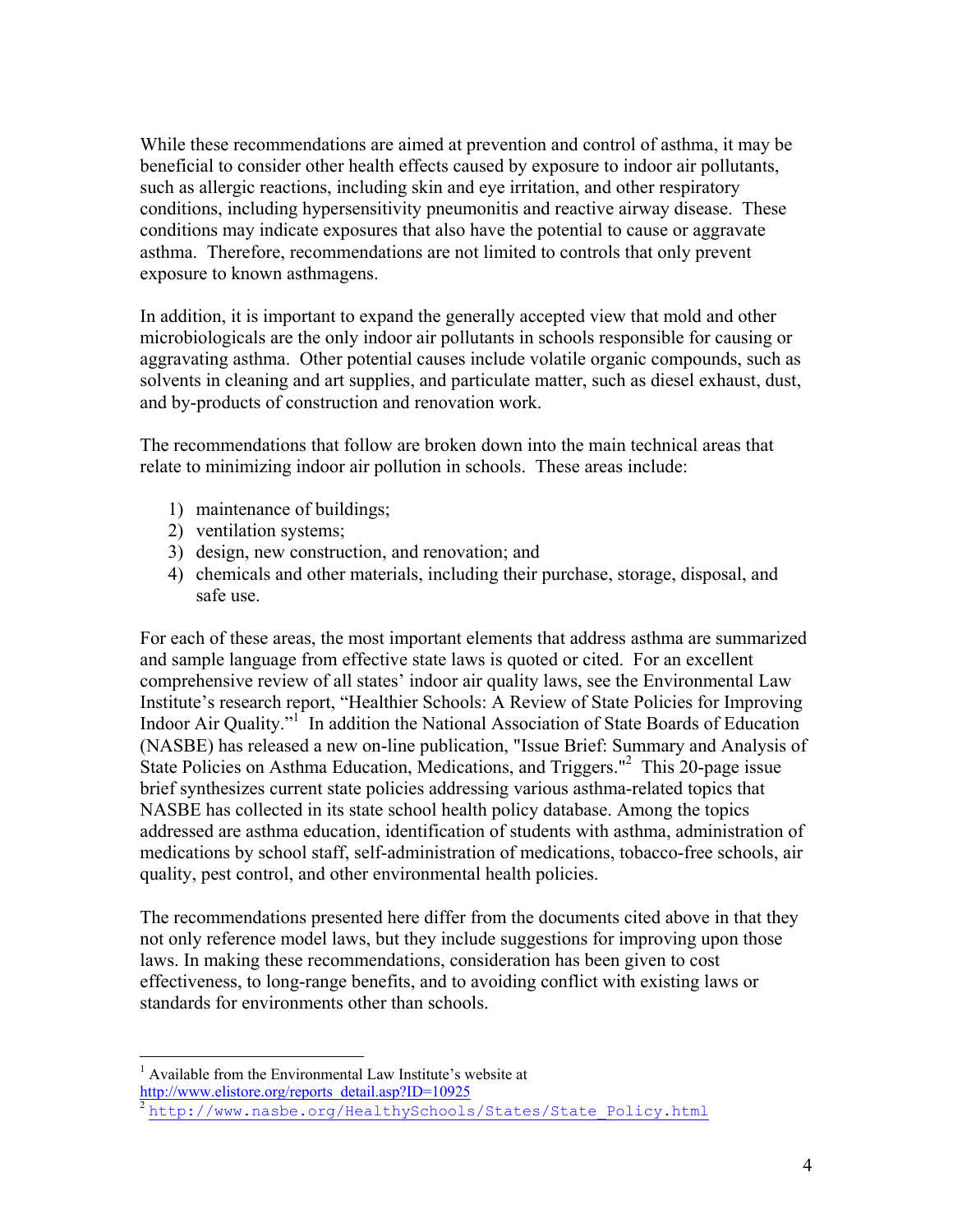While these recommendations are aimed at prevention and control of asthma, it may be beneficial to consider other health effects caused by exposure to indoor air pollutants, such as allergic reactions, including skin and eye irritation, and other respiratory conditions, including hypersensitivity pneumonitis and reactive airway disease. These conditions may indicate exposures that also have the potential to cause or aggravate asthma. Therefore, recommendations are not limited to controls that only prevent exposure to known asthmagens.

In addition, it is important to expand the generally accepted view that mold and other microbiologicals are the only indoor air pollutants in schools responsible for causing or aggravating asthma. Other potential causes include volatile organic compounds, such as solvents in cleaning and art supplies, and particulate matter, such as diesel exhaust, dust, and by-products of construction and renovation work.

The recommendations that follow are broken down into the main technical areas that relate to minimizing indoor air pollution in schools. These areas include:

1) maintenance of buildings;
2) ventilation systems;
3) design, new construction, and renovation; and
4) chemicals and other materials, including their purchase, storage, disposal, and safe use.

For each of these areas, the most important elements that address asthma are summarized and sample language from effective state laws is quoted or cited. For an excellent comprehensive review of all states' indoor air quality laws, see the Environmental Law Institute's research report, "Healthier Schools: A Review of State Policies for Improving Indoor Air Quality."[1] In addition the National Association of State Boards of Education (NASBE) has released a new on-line publication, "Issue Brief: Summary and Analysis of State Policies on Asthma Education, Medications, and Triggers."[2] This 20-page issue brief synthesizes current state policies addressing various asthma-related topics that NASBE has collected in its state school health policy database. Among the topics addressed are asthma education, identification of students with asthma, administration of medications by school staff, self-administration of medications, tobacco-free schools, air quality, pest control, and other environmental health policies.

The recommendations presented here differ from the documents cited above in that they not only reference model laws, but they include suggestions for improving upon those laws. In making these recommendations, consideration has been given to cost effectiveness, to long-range benefits, and to avoiding conflict with existing laws or standards for environments other than schools.

---

[1] Available from the Environmental Law Institute's website at http://www.elistore.org/reports_detail.asp?ID=10925

[2] http://www.nasbe.org/HealthySchools/States/State_Policy.html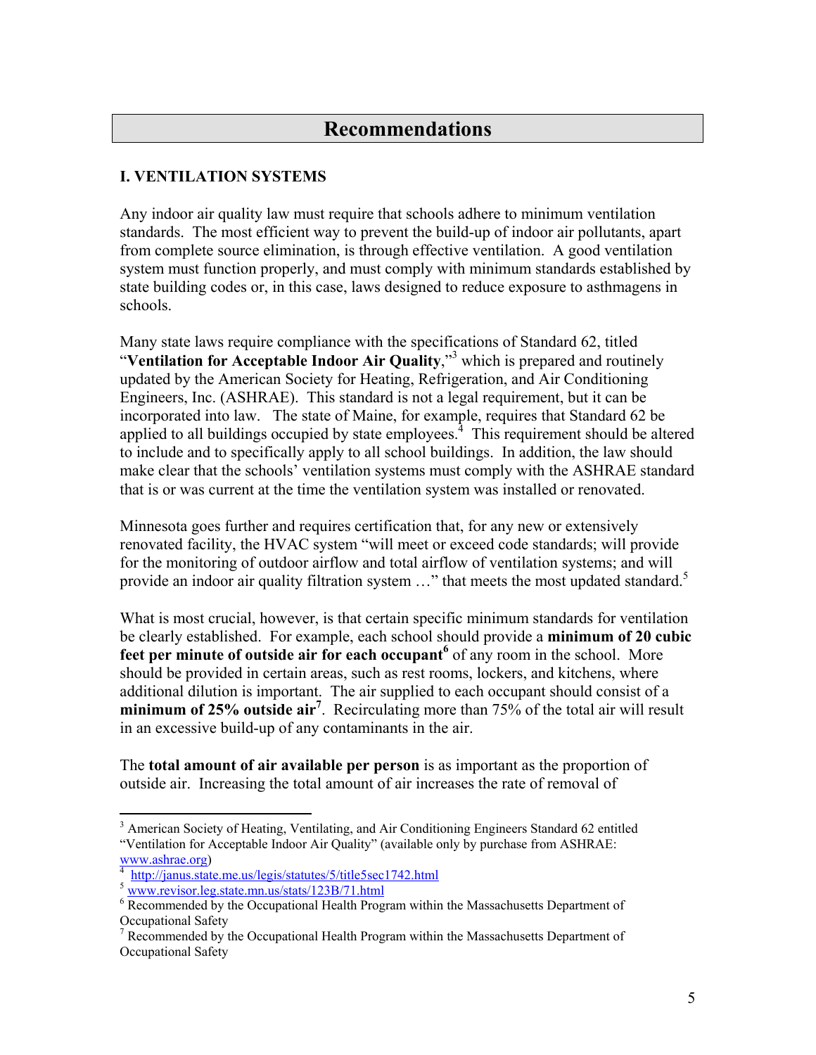# Recommendations

## I. VENTILATION SYSTEMS

Any indoor air quality law must require that schools adhere to minimum ventilation standards. The most efficient way to prevent the build-up of indoor air pollutants, apart from complete source elimination, is through effective ventilation. A good ventilation system must function properly, and must comply with minimum standards established by state building codes or, in this case, laws designed to reduce exposure to asthmagens in schools.

Many state laws require compliance with the specifications of Standard 62, titled "**Ventilation for Acceptable Indoor Air Quality**,"[3] which is prepared and routinely updated by the American Society for Heating, Refrigeration, and Air Conditioning Engineers, Inc. (ASHRAE). This standard is not a legal requirement, but it can be incorporated into law. The state of Maine, for example, requires that Standard 62 be applied to all buildings occupied by state employees.[4] This requirement should be altered to include and to specifically apply to all school buildings. In addition, the law should make clear that the schools' ventilation systems must comply with the ASHRAE standard that is or was current at the time the ventilation system was installed or renovated.

Minnesota goes further and requires certification that, for any new or extensively renovated facility, the HVAC system "will meet or exceed code standards; will provide for the monitoring of outdoor airflow and total airflow of ventilation systems; and will provide an indoor air quality filtration system …" that meets the most updated standard.[5]

What is most crucial, however, is that certain specific minimum standards for ventilation be clearly established. For example, each school should provide a **minimum of 20 cubic feet per minute of outside air for each occupant**[6] of any room in the school. More should be provided in certain areas, such as rest rooms, lockers, and kitchens, where additional dilution is important. The air supplied to each occupant should consist of a **minimum of 25% outside air**[7]. Recirculating more than 75% of the total air will result in an excessive build-up of any contaminants in the air.

The **total amount of air available per person** is as important as the proportion of outside air. Increasing the total amount of air increases the rate of removal of

---

[3] American Society of Heating, Ventilating, and Air Conditioning Engineers Standard 62 entitled "Ventilation for Acceptable Indoor Air Quality" (available only by purchase from ASHRAE: www.ashrae.org)

[4] http://janus.state.me.us/legis/statutes/5/title5sec1742.html

[5] www.revisor.leg.state.mn.us/stats/123B/71.html

[6] Recommended by the Occupational Health Program within the Massachusetts Department of Occupational Safety

[7] Recommended by the Occupational Health Program within the Massachusetts Department of Occupational Safety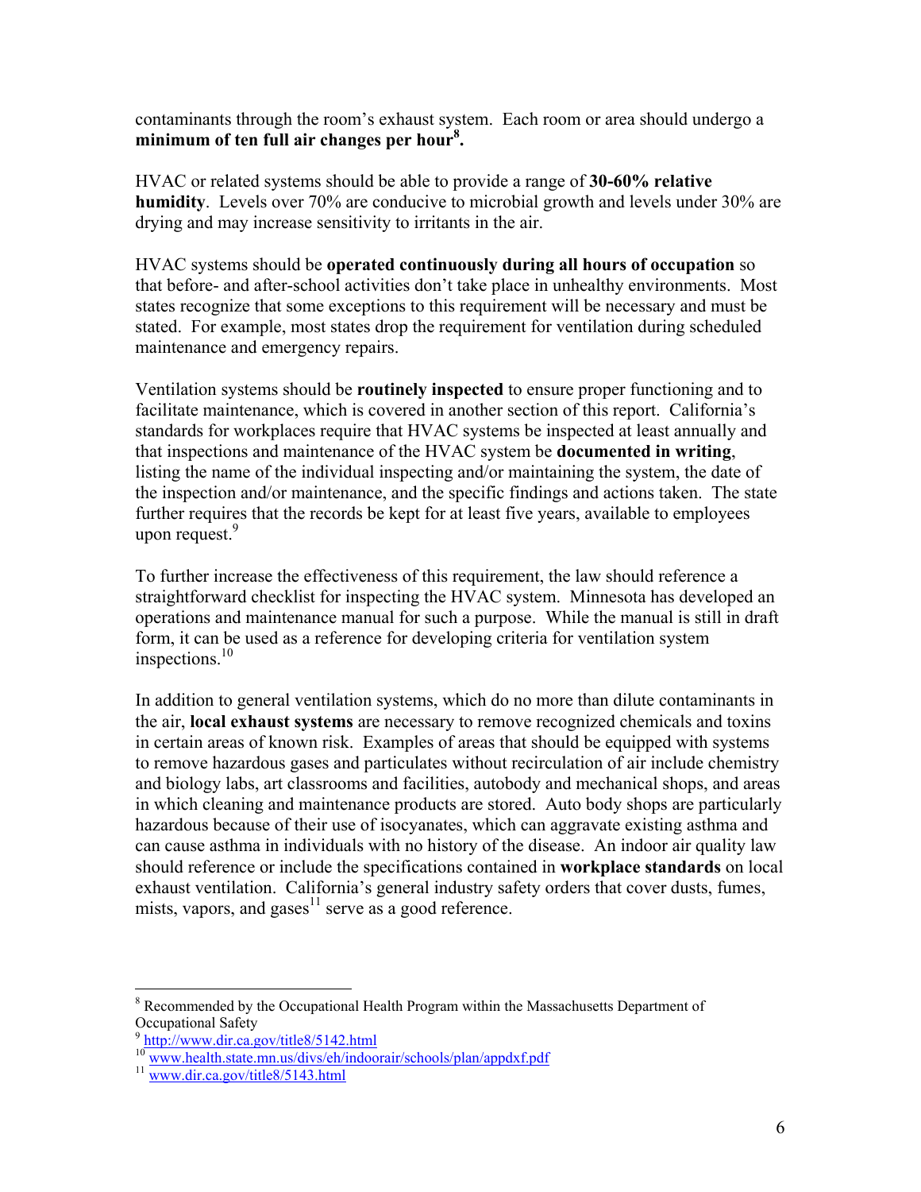contaminants through the room's exhaust system. Each room or area should undergo a **minimum of ten full air changes per hour**[8]**.**

HVAC or related systems should be able to provide a range of **30-60% relative humidity**. Levels over 70% are conducive to microbial growth and levels under 30% are drying and may increase sensitivity to irritants in the air.

HVAC systems should be **operated continuously during all hours of occupation** so that before- and after-school activities don't take place in unhealthy environments. Most states recognize that some exceptions to this requirement will be necessary and must be stated. For example, most states drop the requirement for ventilation during scheduled maintenance and emergency repairs.

Ventilation systems should be **routinely inspected** to ensure proper functioning and to facilitate maintenance, which is covered in another section of this report. California's standards for workplaces require that HVAC systems be inspected at least annually and that inspections and maintenance of the HVAC system be **documented in writing**, listing the name of the individual inspecting and/or maintaining the system, the date of the inspection and/or maintenance, and the specific findings and actions taken. The state further requires that the records be kept for at least five years, available to employees upon request.[9]

To further increase the effectiveness of this requirement, the law should reference a straightforward checklist for inspecting the HVAC system. Minnesota has developed an operations and maintenance manual for such a purpose. While the manual is still in draft form, it can be used as a reference for developing criteria for ventilation system inspections.[10]

In addition to general ventilation systems, which do no more than dilute contaminants in the air, **local exhaust systems** are necessary to remove recognized chemicals and toxins in certain areas of known risk. Examples of areas that should be equipped with systems to remove hazardous gases and particulates without recirculation of air include chemistry and biology labs, art classrooms and facilities, autobody and mechanical shops, and areas in which cleaning and maintenance products are stored. Auto body shops are particularly hazardous because of their use of isocyanates, which can aggravate existing asthma and can cause asthma in individuals with no history of the disease. An indoor air quality law should reference or include the specifications contained in **workplace standards** on local exhaust ventilation. California's general industry safety orders that cover dusts, fumes, mists, vapors, and gases[11] serve as a good reference.

---

[8] Recommended by the Occupational Health Program within the Massachusetts Department of Occupational Safety

[9] http://www.dir.ca.gov/title8/5142.html

[10] www.health.state.mn.us/divs/eh/indoorair/schools/plan/appdxf.pdf

[11] www.dir.ca.gov/title8/5143.html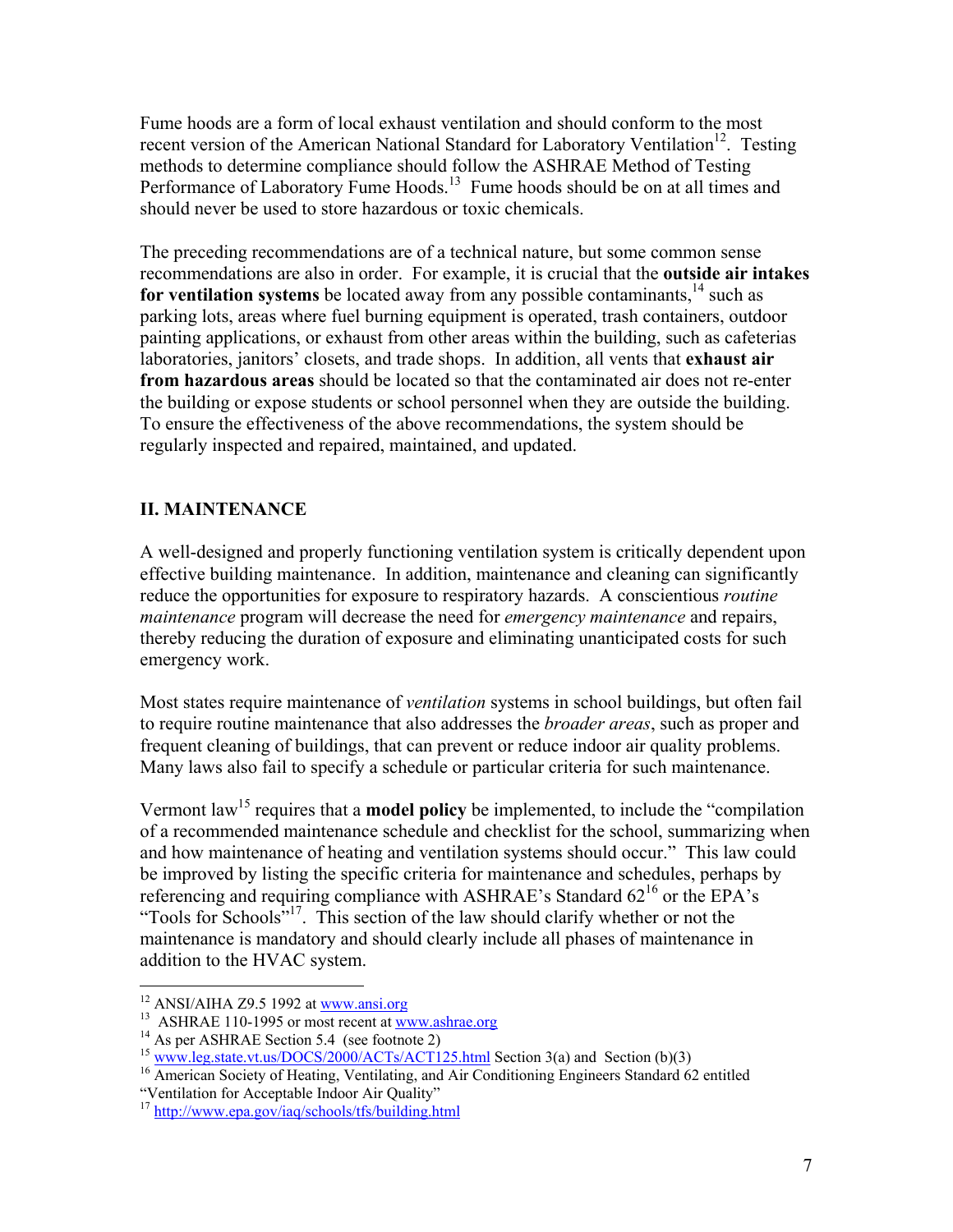Fume hoods are a form of local exhaust ventilation and should conform to the most recent version of the American National Standard for Laboratory Ventilation[12]. Testing methods to determine compliance should follow the ASHRAE Method of Testing Performance of Laboratory Fume Hoods.[13] Fume hoods should be on at all times and should never be used to store hazardous or toxic chemicals.

The preceding recommendations are of a technical nature, but some common sense recommendations are also in order. For example, it is crucial that the **outside air intakes for ventilation systems** be located away from any possible contaminants,[14] such as parking lots, areas where fuel burning equipment is operated, trash containers, outdoor painting applications, or exhaust from other areas within the building, such as cafeterias laboratories, janitors' closets, and trade shops. In addition, all vents that **exhaust air from hazardous areas** should be located so that the contaminated air does not re-enter the building or expose students or school personnel when they are outside the building. To ensure the effectiveness of the above recommendations, the system should be regularly inspected and repaired, maintained, and updated.

## II. MAINTENANCE

A well-designed and properly functioning ventilation system is critically dependent upon effective building maintenance. In addition, maintenance and cleaning can significantly reduce the opportunities for exposure to respiratory hazards. A conscientious *routine maintenance* program will decrease the need for *emergency maintenance* and repairs, thereby reducing the duration of exposure and eliminating unanticipated costs for such emergency work.

Most states require maintenance of *ventilation* systems in school buildings, but often fail to require routine maintenance that also addresses the *broader areas*, such as proper and frequent cleaning of buildings, that can prevent or reduce indoor air quality problems. Many laws also fail to specify a schedule or particular criteria for such maintenance.

Vermont law[15] requires that a **model policy** be implemented, to include the "compilation of a recommended maintenance schedule and checklist for the school, summarizing when and how maintenance of heating and ventilation systems should occur." This law could be improved by listing the specific criteria for maintenance and schedules, perhaps by referencing and requiring compliance with ASHRAE's Standard 62[16] or the EPA's "Tools for Schools"[17]. This section of the law should clarify whether or not the maintenance is mandatory and should clearly include all phases of maintenance in addition to the HVAC system.

---

[12] ANSI/AIHA Z9.5 1992 at www.ansi.org

[13] ASHRAE 110-1995 or most recent at www.ashrae.org

[14] As per ASHRAE Section 5.4 (see footnote 2)

[15] www.leg.state.vt.us/DOCS/2000/ACTs/ACT125.html Section 3(a) and Section (b)(3)

[16] American Society of Heating, Ventilating, and Air Conditioning Engineers Standard 62 entitled "Ventilation for Acceptable Indoor Air Quality"

[17] http://www.epa.gov/iaq/schools/tfs/building.html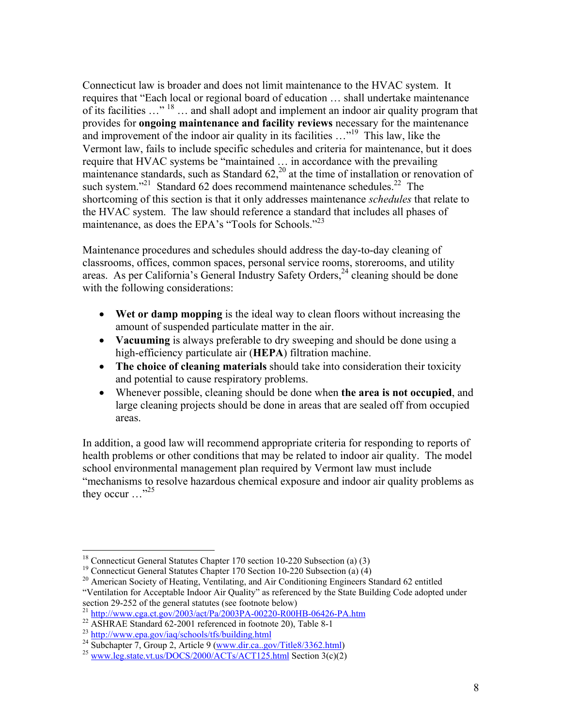Connecticut law is broader and does not limit maintenance to the HVAC system. It requires that "Each local or regional board of education … shall undertake maintenance of its facilities …" [18] … and shall adopt and implement an indoor air quality program that provides for **ongoing maintenance and facility reviews** necessary for the maintenance and improvement of the indoor air quality in its facilities …"[19] This law, like the Vermont law, fails to include specific schedules and criteria for maintenance, but it does require that HVAC systems be "maintained … in accordance with the prevailing maintenance standards, such as Standard 62,[20] at the time of installation or renovation of such system."[21] Standard 62 does recommend maintenance schedules.[22] The shortcoming of this section is that it only addresses maintenance *schedules* that relate to the HVAC system. The law should reference a standard that includes all phases of maintenance, as does the EPA's "Tools for Schools."[23]

Maintenance procedures and schedules should address the day-to-day cleaning of classrooms, offices, common spaces, personal service rooms, storerooms, and utility areas. As per California's General Industry Safety Orders,[24] cleaning should be done with the following considerations:

- **Wet or damp mopping** is the ideal way to clean floors without increasing the amount of suspended particulate matter in the air.
- **Vacuuming** is always preferable to dry sweeping and should be done using a high-efficiency particulate air (**HEPA**) filtration machine.
- **The choice of cleaning materials** should take into consideration their toxicity and potential to cause respiratory problems.
- Whenever possible, cleaning should be done when **the area is not occupied**, and large cleaning projects should be done in areas that are sealed off from occupied areas.

In addition, a good law will recommend appropriate criteria for responding to reports of health problems or other conditions that may be related to indoor air quality. The model school environmental management plan required by Vermont law must include "mechanisms to resolve hazardous chemical exposure and indoor air quality problems as they occur …"[25]

---

[18] Connecticut General Statutes Chapter 170 section 10-220 Subsection (a) (3)

[19] Connecticut General Statutes Chapter 170 Section 10-220 Subsection (a) (4)

[20] American Society of Heating, Ventilating, and Air Conditioning Engineers Standard 62 entitled "Ventilation for Acceptable Indoor Air Quality" as referenced by the State Building Code adopted under section 29-252 of the general statutes (see footnote below)

[21] http://www.cga.ct.gov/2003/act/Pa/2003PA-00220-R00HB-06426-PA.htm

[22] ASHRAE Standard 62-2001 referenced in footnote 20), Table 8-1

[23] http://www.epa.gov/iaq/schools/tfs/building.html

[24] Subchapter 7, Group 2, Article 9 (www.dir.ca..gov/Title8/3362.html)

[25] www.leg.state.vt.us/DOCS/2000/ACTs/ACT125.html Section 3(c)(2)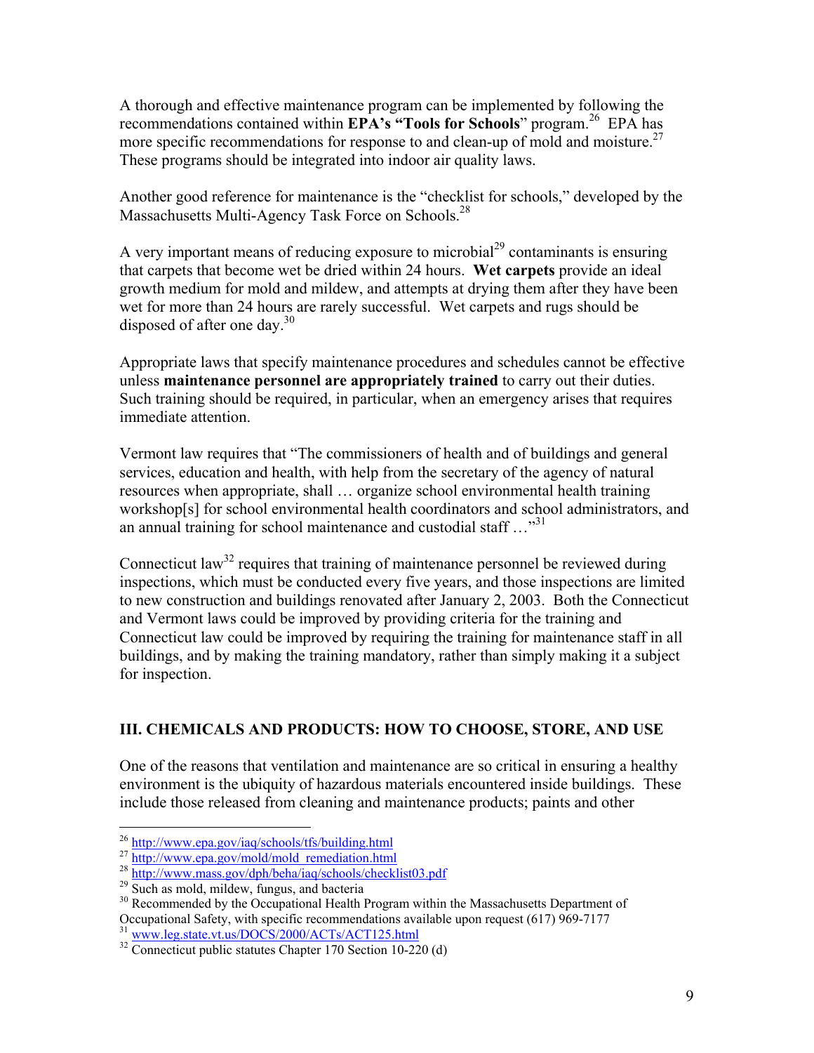A thorough and effective maintenance program can be implemented by following the recommendations contained within **EPA's "Tools for Schools**" program.[26] EPA has more specific recommendations for response to and clean-up of mold and moisture.[27] These programs should be integrated into indoor air quality laws.

Another good reference for maintenance is the "checklist for schools," developed by the Massachusetts Multi-Agency Task Force on Schools.[28]

A very important means of reducing exposure to microbial[29] contaminants is ensuring that carpets that become wet be dried within 24 hours. **Wet carpets** provide an ideal growth medium for mold and mildew, and attempts at drying them after they have been wet for more than 24 hours are rarely successful. Wet carpets and rugs should be disposed of after one day.[30]

Appropriate laws that specify maintenance procedures and schedules cannot be effective unless **maintenance personnel are appropriately trained** to carry out their duties. Such training should be required, in particular, when an emergency arises that requires immediate attention.

Vermont law requires that "The commissioners of health and of buildings and general services, education and health, with help from the secretary of the agency of natural resources when appropriate, shall … organize school environmental health training workshop[s] for school environmental health coordinators and school administrators, and an annual training for school maintenance and custodial staff …"[31]

Connecticut law[32] requires that training of maintenance personnel be reviewed during inspections, which must be conducted every five years, and those inspections are limited to new construction and buildings renovated after January 2, 2003. Both the Connecticut and Vermont laws could be improved by providing criteria for the training and Connecticut law could be improved by requiring the training for maintenance staff in all buildings, and by making the training mandatory, rather than simply making it a subject for inspection.

## III. CHEMICALS AND PRODUCTS: HOW TO CHOOSE, STORE, AND USE

One of the reasons that ventilation and maintenance are so critical in ensuring a healthy environment is the ubiquity of hazardous materials encountered inside buildings. These include those released from cleaning and maintenance products; paints and other

---

[26] http://www.epa.gov/iaq/schools/tfs/building.html
[27] http://www.epa.gov/mold/mold_remediation.html
[28] http://www.mass.gov/dph/beha/iaq/schools/checklist03.pdf
[29] Such as mold, mildew, fungus, and bacteria
[30] Recommended by the Occupational Health Program within the Massachusetts Department of Occupational Safety, with specific recommendations available upon request (617) 969-7177
[31] www.leg.state.vt.us/DOCS/2000/ACTs/ACT125.html
[32] Connecticut public statutes Chapter 170 Section 10-220 (d)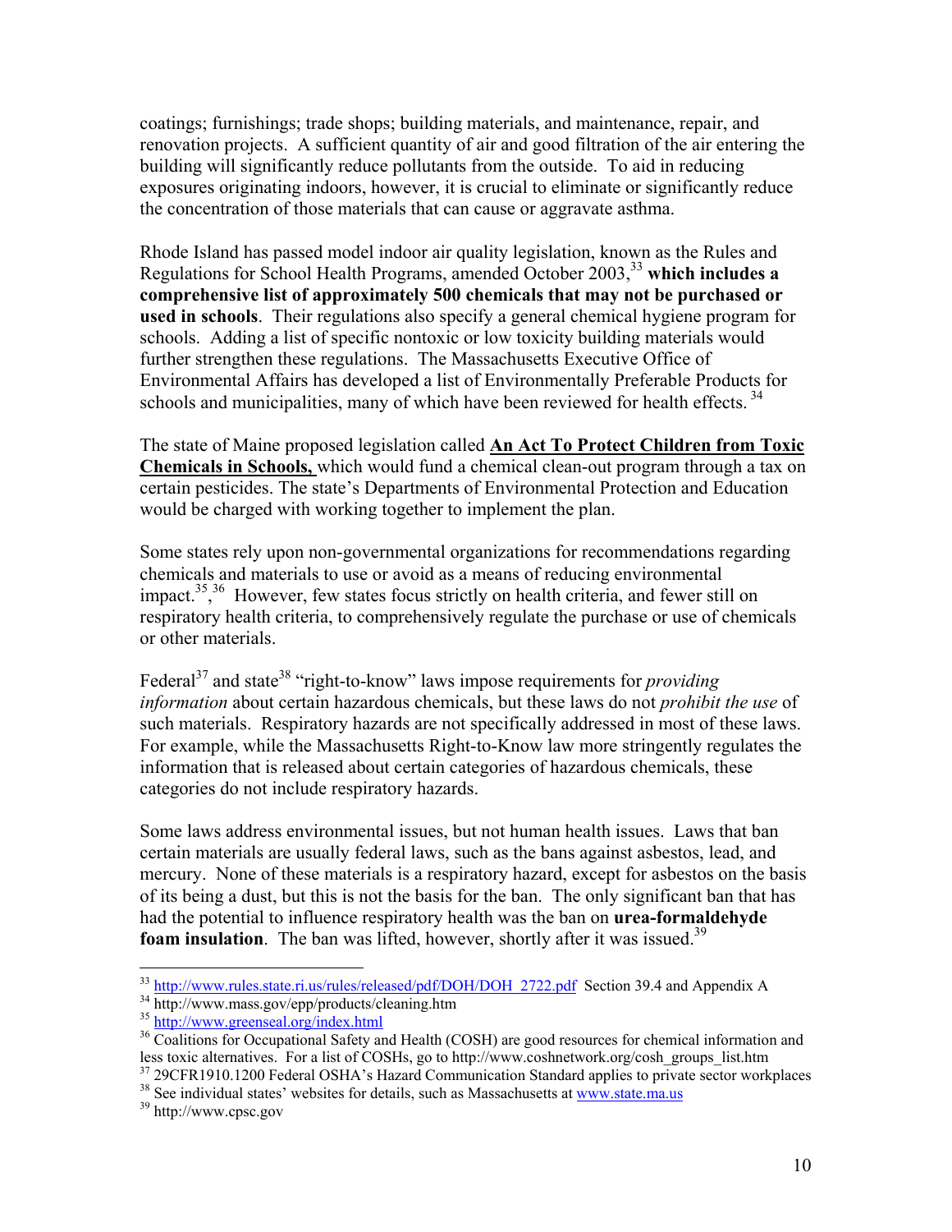coatings; furnishings; trade shops; building materials, and maintenance, repair, and renovation projects. A sufficient quantity of air and good filtration of the air entering the building will significantly reduce pollutants from the outside. To aid in reducing exposures originating indoors, however, it is crucial to eliminate or significantly reduce the concentration of those materials that can cause or aggravate asthma.

Rhode Island has passed model indoor air quality legislation, known as the Rules and Regulations for School Health Programs, amended October 2003,[33] **which includes a comprehensive list of approximately 500 chemicals that may not be purchased or used in schools**. Their regulations also specify a general chemical hygiene program for schools. Adding a list of specific nontoxic or low toxicity building materials would further strengthen these regulations. The Massachusetts Executive Office of Environmental Affairs has developed a list of Environmentally Preferable Products for schools and municipalities, many of which have been reviewed for health effects.[34]

The state of Maine proposed legislation called **An Act To Protect Children from Toxic Chemicals in Schools,** which would fund a chemical clean-out program through a tax on certain pesticides. The state's Departments of Environmental Protection and Education would be charged with working together to implement the plan.

Some states rely upon non-governmental organizations for recommendations regarding chemicals and materials to use or avoid as a means of reducing environmental impact.[35],[36] However, few states focus strictly on health criteria, and fewer still on respiratory health criteria, to comprehensively regulate the purchase or use of chemicals or other materials.

Federal[37] and state[38] "right-to-know" laws impose requirements for *providing information* about certain hazardous chemicals, but these laws do not *prohibit the use* of such materials. Respiratory hazards are not specifically addressed in most of these laws. For example, while the Massachusetts Right-to-Know law more stringently regulates the information that is released about certain categories of hazardous chemicals, these categories do not include respiratory hazards.

Some laws address environmental issues, but not human health issues. Laws that ban certain materials are usually federal laws, such as the bans against asbestos, lead, and mercury. None of these materials is a respiratory hazard, except for asbestos on the basis of its being a dust, but this is not the basis for the ban. The only significant ban that has had the potential to influence respiratory health was the ban on **urea-formaldehyde foam insulation**. The ban was lifted, however, shortly after it was issued.[39]

---

[33] http://www.rules.state.ri.us/rules/released/pdf/DOH/DOH_2722.pdf Section 39.4 and Appendix A
[34] http://www.mass.gov/epp/products/cleaning.htm
[35] http://www.greenseal.org/index.html
[36] Coalitions for Occupational Safety and Health (COSH) are good resources for chemical information and less toxic alternatives. For a list of COSHs, go to http://www.coshnetwork.org/cosh_groups_list.htm
[37] 29CFR1910.1200 Federal OSHA's Hazard Communication Standard applies to private sector workplaces
[38] See individual states' websites for details, such as Massachusetts at www.state.ma.us
[39] http://www.cpsc.gov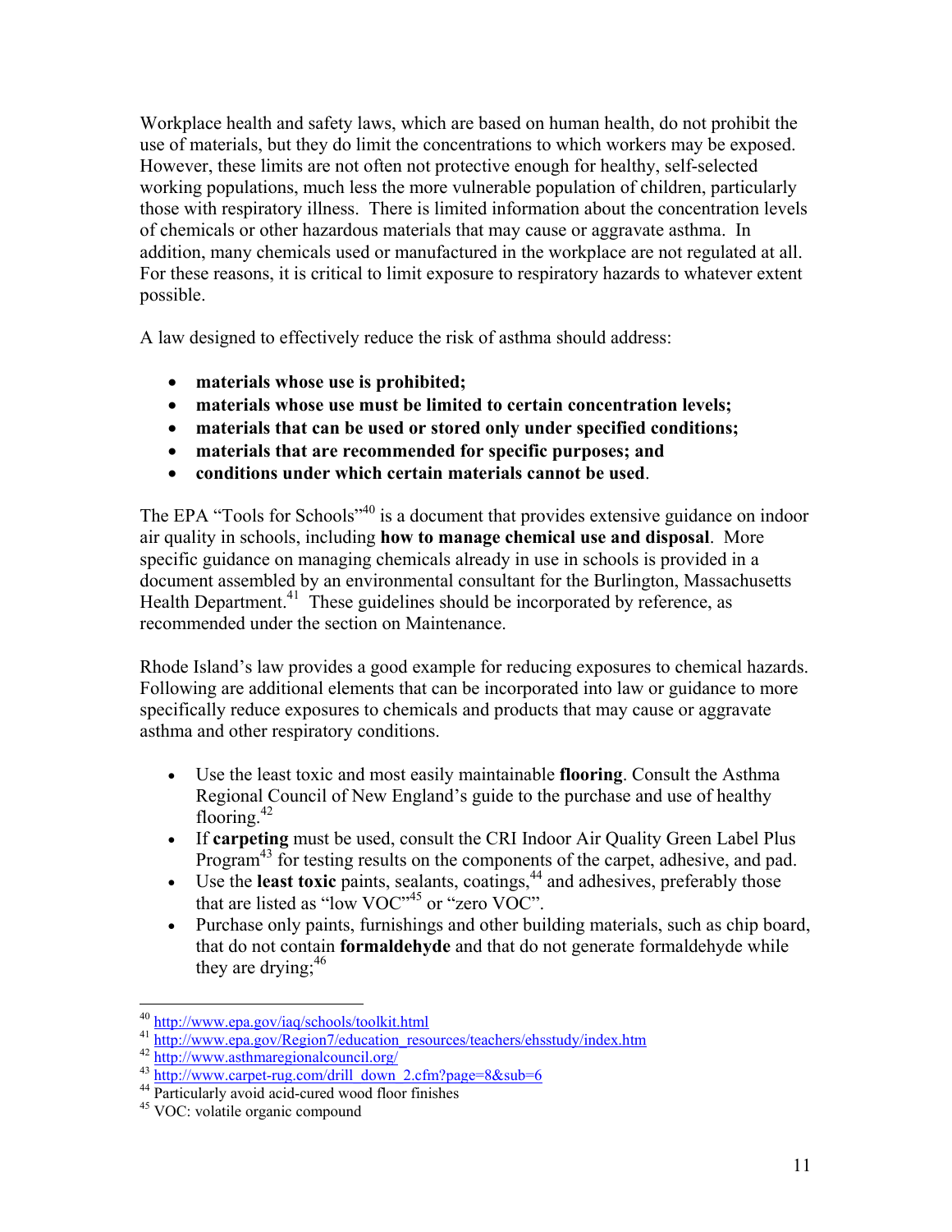Workplace health and safety laws, which are based on human health, do not prohibit the use of materials, but they do limit the concentrations to which workers may be exposed. However, these limits are not often not protective enough for healthy, self-selected working populations, much less the more vulnerable population of children, particularly those with respiratory illness. There is limited information about the concentration levels of chemicals or other hazardous materials that may cause or aggravate asthma. In addition, many chemicals used or manufactured in the workplace are not regulated at all. For these reasons, it is critical to limit exposure to respiratory hazards to whatever extent possible.

A law designed to effectively reduce the risk of asthma should address:

- **materials whose use is prohibited;**
- **materials whose use must be limited to certain concentration levels;**
- **materials that can be used or stored only under specified conditions;**
- **materials that are recommended for specific purposes; and**
- **conditions under which certain materials cannot be used**.

The EPA "Tools for Schools"[40] is a document that provides extensive guidance on indoor air quality in schools, including **how to manage chemical use and disposal**. More specific guidance on managing chemicals already in use in schools is provided in a document assembled by an environmental consultant for the Burlington, Massachusetts Health Department.[41] These guidelines should be incorporated by reference, as recommended under the section on Maintenance.

Rhode Island's law provides a good example for reducing exposures to chemical hazards. Following are additional elements that can be incorporated into law or guidance to more specifically reduce exposures to chemicals and products that may cause or aggravate asthma and other respiratory conditions.

- Use the least toxic and most easily maintainable **flooring**. Consult the Asthma Regional Council of New England's guide to the purchase and use of healthy flooring.[42]
- If **carpeting** must be used, consult the CRI Indoor Air Quality Green Label Plus Program[43] for testing results on the components of the carpet, adhesive, and pad.
- Use the **least toxic** paints, sealants, coatings,[44] and adhesives, preferably those that are listed as "low VOC"[45] or "zero VOC".
- Purchase only paints, furnishings and other building materials, such as chip board, that do not contain **formaldehyde** and that do not generate formaldehyde while they are drying;[46]

---

[40] http://www.epa.gov/iaq/schools/toolkit.html
[41] http://www.epa.gov/Region7/education_resources/teachers/ehsstudy/index.htm
[42] http://www.asthmaregionalcouncil.org/
[43] http://www.carpet-rug.com/drill_down_2.cfm?page=8&sub=6
[44] Particularly avoid acid-cured wood floor finishes
[45] VOC: volatile organic compound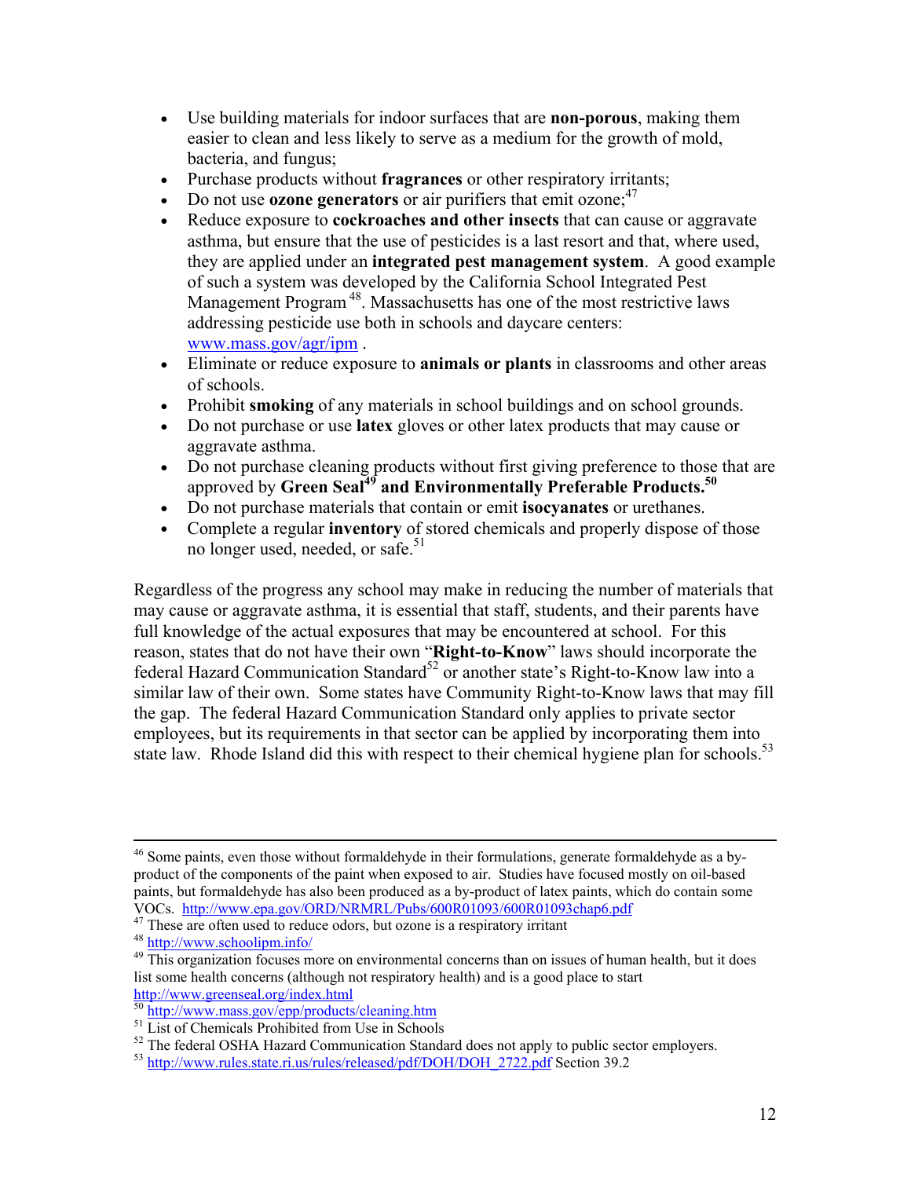- Use building materials for indoor surfaces that are **non-porous**, making them easier to clean and less likely to serve as a medium for the growth of mold, bacteria, and fungus;
- Purchase products without **fragrances** or other respiratory irritants;
- Do not use **ozone generators** or air purifiers that emit ozone;[47]
- Reduce exposure to **cockroaches and other insects** that can cause or aggravate asthma, but ensure that the use of pesticides is a last resort and that, where used, they are applied under an **integrated pest management system**. A good example of such a system was developed by the California School Integrated Pest Management Program[48]. Massachusetts has one of the most restrictive laws addressing pesticide use both in schools and daycare centers: www.mass.gov/agr/ipm .
- Eliminate or reduce exposure to **animals or plants** in classrooms and other areas of schools.
- Prohibit **smoking** of any materials in school buildings and on school grounds.
- Do not purchase or use **latex** gloves or other latex products that may cause or aggravate asthma.
- Do not purchase cleaning products without first giving preference to those that are approved by **Green Seal[49] and Environmentally Preferable Products.[50]**
- Do not purchase materials that contain or emit **isocyanates** or urethanes.
- Complete a regular **inventory** of stored chemicals and properly dispose of those no longer used, needed, or safe.[51]

Regardless of the progress any school may make in reducing the number of materials that may cause or aggravate asthma, it is essential that staff, students, and their parents have full knowledge of the actual exposures that may be encountered at school. For this reason, states that do not have their own "**Right-to-Know**" laws should incorporate the federal Hazard Communication Standard[52] or another state's Right-to-Know law into a similar law of their own. Some states have Community Right-to-Know laws that may fill the gap. The federal Hazard Communication Standard only applies to private sector employees, but its requirements in that sector can be applied by incorporating them into state law. Rhode Island did this with respect to their chemical hygiene plan for schools.[53]

---

[46] Some paints, even those without formaldehyde in their formulations, generate formaldehyde as a by-product of the components of the paint when exposed to air. Studies have focused mostly on oil-based paints, but formaldehyde has also been produced as a by-product of latex paints, which do contain some VOCs. http://www.epa.gov/ORD/NRMRL/Pubs/600R01093/600R01093chap6.pdf

[47] These are often used to reduce odors, but ozone is a respiratory irritant

[48] http://www.schoolipm.info/

[49] This organization focuses more on environmental concerns than on issues of human health, but it does list some health concerns (although not respiratory health) and is a good place to start http://www.greenseal.org/index.html

[50] http://www.mass.gov/epp/products/cleaning.htm

[51] List of Chemicals Prohibited from Use in Schools

[52] The federal OSHA Hazard Communication Standard does not apply to public sector employers.

[53] http://www.rules.state.ri.us/rules/released/pdf/DOH/DOH_2722.pdf Section 39.2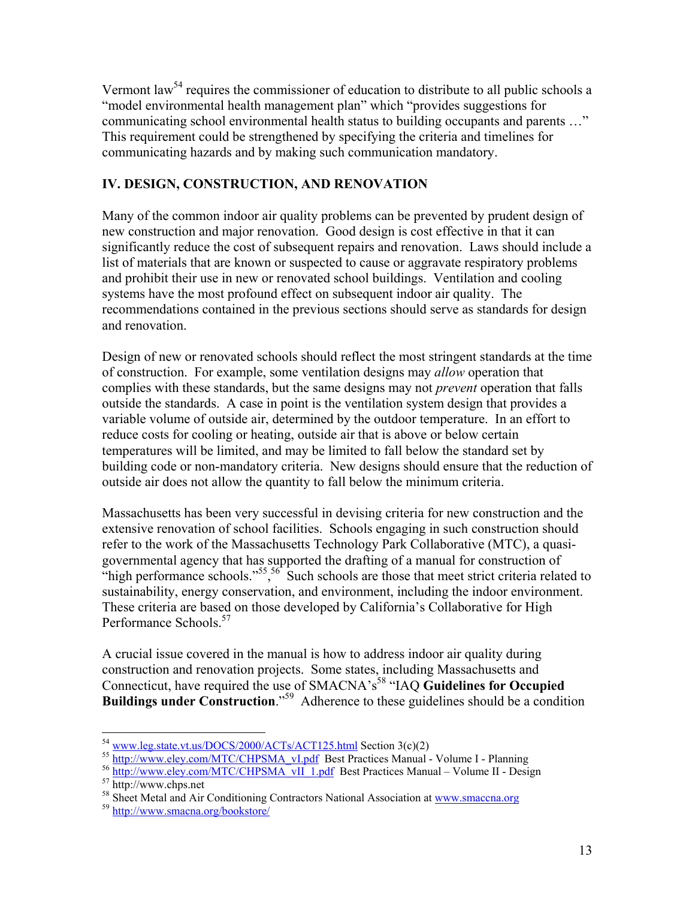Vermont law[54] requires the commissioner of education to distribute to all public schools a "model environmental health management plan" which "provides suggestions for communicating school environmental health status to building occupants and parents …" This requirement could be strengthened by specifying the criteria and timelines for communicating hazards and by making such communication mandatory.

## IV. DESIGN, CONSTRUCTION, AND RENOVATION

Many of the common indoor air quality problems can be prevented by prudent design of new construction and major renovation. Good design is cost effective in that it can significantly reduce the cost of subsequent repairs and renovation. Laws should include a list of materials that are known or suspected to cause or aggravate respiratory problems and prohibit their use in new or renovated school buildings. Ventilation and cooling systems have the most profound effect on subsequent indoor air quality. The recommendations contained in the previous sections should serve as standards for design and renovation.

Design of new or renovated schools should reflect the most stringent standards at the time of construction. For example, some ventilation designs may *allow* operation that complies with these standards, but the same designs may not *prevent* operation that falls outside the standards. A case in point is the ventilation system design that provides a variable volume of outside air, determined by the outdoor temperature. In an effort to reduce costs for cooling or heating, outside air that is above or below certain temperatures will be limited, and may be limited to fall below the standard set by building code or non-mandatory criteria. New designs should ensure that the reduction of outside air does not allow the quantity to fall below the minimum criteria.

Massachusetts has been very successful in devising criteria for new construction and the extensive renovation of school facilities. Schools engaging in such construction should refer to the work of the Massachusetts Technology Park Collaborative (MTC), a quasi-governmental agency that has supported the drafting of a manual for construction of "high performance schools."[55],[56] Such schools are those that meet strict criteria related to sustainability, energy conservation, and environment, including the indoor environment. These criteria are based on those developed by California's Collaborative for High Performance Schools.[57]

A crucial issue covered in the manual is how to address indoor air quality during construction and renovation projects. Some states, including Massachusetts and Connecticut, have required the use of SMACNA's[58] "IAQ **Guidelines for Occupied Buildings under Construction**."[59] Adherence to these guidelines should be a condition

---

[54] www.leg.state.vt.us/DOCS/2000/ACTs/ACT125.html Section 3(c)(2)

[55] http://www.eley.com/MTC/CHPSMA_vI.pdf Best Practices Manual - Volume I - Planning

[56] http://www.eley.com/MTC/CHPSMA_vII_1.pdf Best Practices Manual – Volume II - Design

[57] http://www.chps.net

[58] Sheet Metal and Air Conditioning Contractors National Association at www.smaccna.org

[59] http://www.smacna.org/bookstore/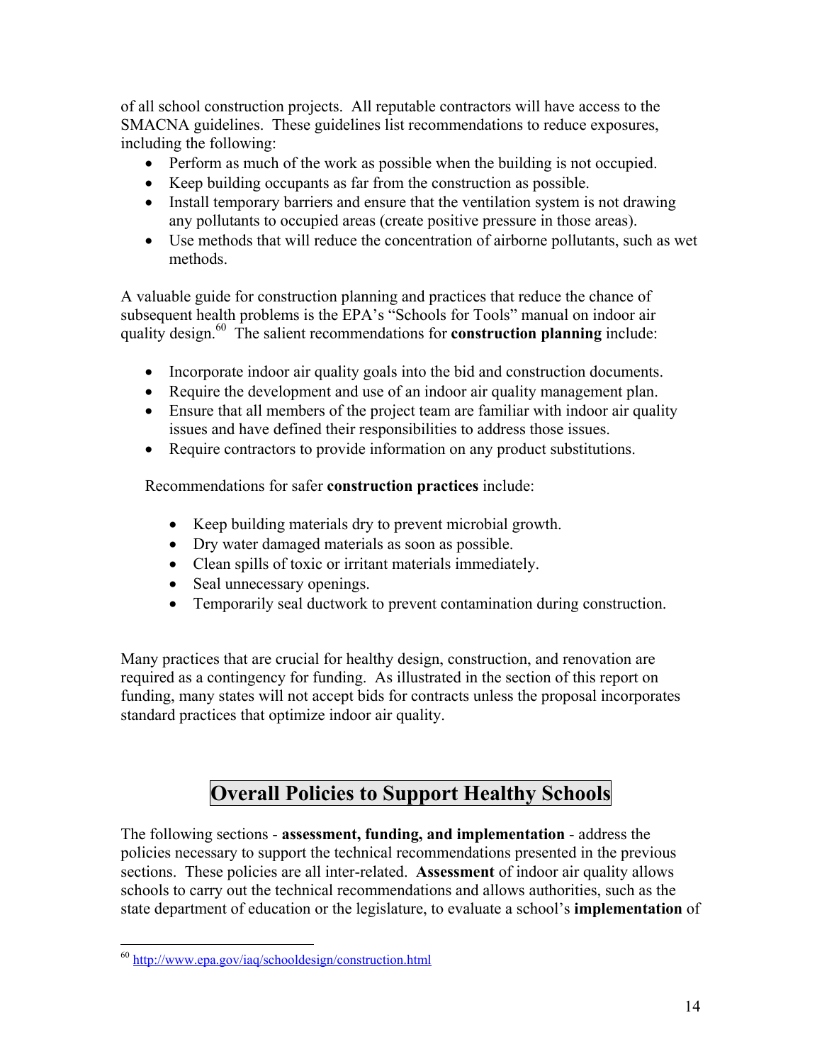of all school construction projects. All reputable contractors will have access to the SMACNA guidelines. These guidelines list recommendations to reduce exposures, including the following:

- Perform as much of the work as possible when the building is not occupied.
- Keep building occupants as far from the construction as possible.
- Install temporary barriers and ensure that the ventilation system is not drawing any pollutants to occupied areas (create positive pressure in those areas).
- Use methods that will reduce the concentration of airborne pollutants, such as wet methods.

A valuable guide for construction planning and practices that reduce the chance of subsequent health problems is the EPA's "Schools for Tools" manual on indoor air quality design.[60] The salient recommendations for **construction planning** include:

- Incorporate indoor air quality goals into the bid and construction documents.
- Require the development and use of an indoor air quality management plan.
- Ensure that all members of the project team are familiar with indoor air quality issues and have defined their responsibilities to address those issues.
- Require contractors to provide information on any product substitutions.

Recommendations for safer **construction practices** include:

- Keep building materials dry to prevent microbial growth.
- Dry water damaged materials as soon as possible.
- Clean spills of toxic or irritant materials immediately.
- Seal unnecessary openings.
- Temporarily seal ductwork to prevent contamination during construction.

Many practices that are crucial for healthy design, construction, and renovation are required as a contingency for funding. As illustrated in the section of this report on funding, many states will not accept bids for contracts unless the proposal incorporates standard practices that optimize indoor air quality.

# Overall Policies to Support Healthy Schools

The following sections - **assessment, funding, and implementation** - address the policies necessary to support the technical recommendations presented in the previous sections. These policies are all inter-related. **Assessment** of indoor air quality allows schools to carry out the technical recommendations and allows authorities, such as the state department of education or the legislature, to evaluate a school's **implementation** of

---

[60] http://www.epa.gov/iaq/schooldesign/construction.html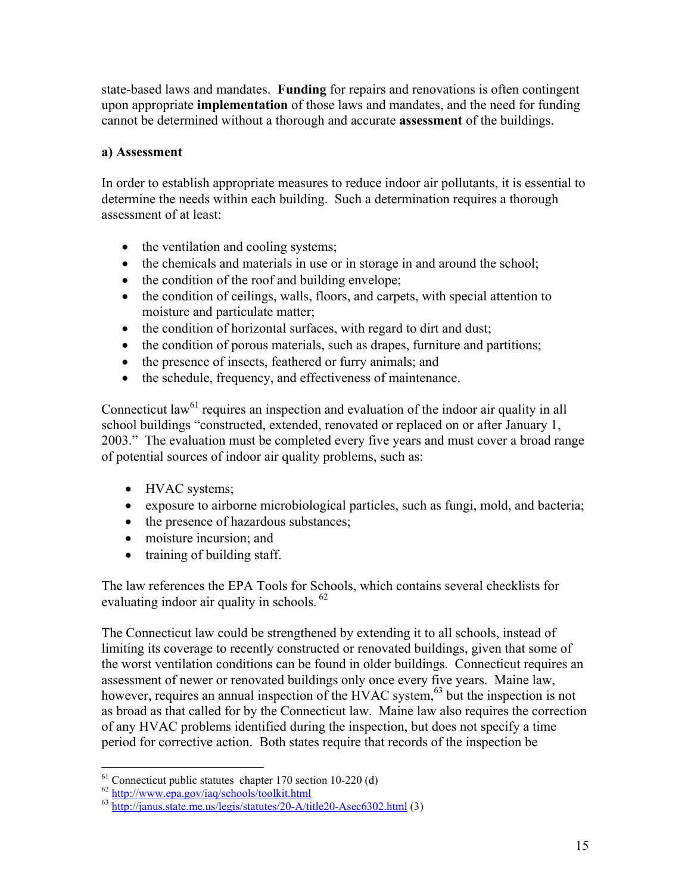state-based laws and mandates. **Funding** for repairs and renovations is often contingent upon appropriate **implementation** of those laws and mandates, and the need for funding cannot be determined without a thorough and accurate **assessment** of the buildings.

**a) Assessment**

In order to establish appropriate measures to reduce indoor air pollutants, it is essential to determine the needs within each building. Such a determination requires a thorough assessment of at least:

- the ventilation and cooling systems;
- the chemicals and materials in use or in storage in and around the school;
- the condition of the roof and building envelope;
- the condition of ceilings, walls, floors, and carpets, with special attention to moisture and particulate matter;
- the condition of horizontal surfaces, with regard to dirt and dust;
- the condition of porous materials, such as drapes, furniture and partitions;
- the presence of insects, feathered or furry animals; and
- the schedule, frequency, and effectiveness of maintenance.

Connecticut law[61] requires an inspection and evaluation of the indoor air quality in all school buildings "constructed, extended, renovated or replaced on or after January 1, 2003." The evaluation must be completed every five years and must cover a broad range of potential sources of indoor air quality problems, such as:

- HVAC systems;
- exposure to airborne microbiological particles, such as fungi, mold, and bacteria;
- the presence of hazardous substances;
- moisture incursion; and
- training of building staff.

The law references the EPA Tools for Schools, which contains several checklists for evaluating indoor air quality in schools. [62]

The Connecticut law could be strengthened by extending it to all schools, instead of limiting its coverage to recently constructed or renovated buildings, given that some of the worst ventilation conditions can be found in older buildings. Connecticut requires an assessment of newer or renovated buildings only once every five years. Maine law, however, requires an annual inspection of the HVAC system,[63] but the inspection is not as broad as that called for by the Connecticut law. Maine law also requires the correction of any HVAC problems identified during the inspection, but does not specify a time period for corrective action. Both states require that records of the inspection be

---

[61] Connecticut public statutes chapter 170 section 10-220 (d)

[62] http://www.epa.gov/iaq/schools/toolkit.html

[63] http://janus.state.me.us/legis/statutes/20-A/title20-Asec6302.html (3)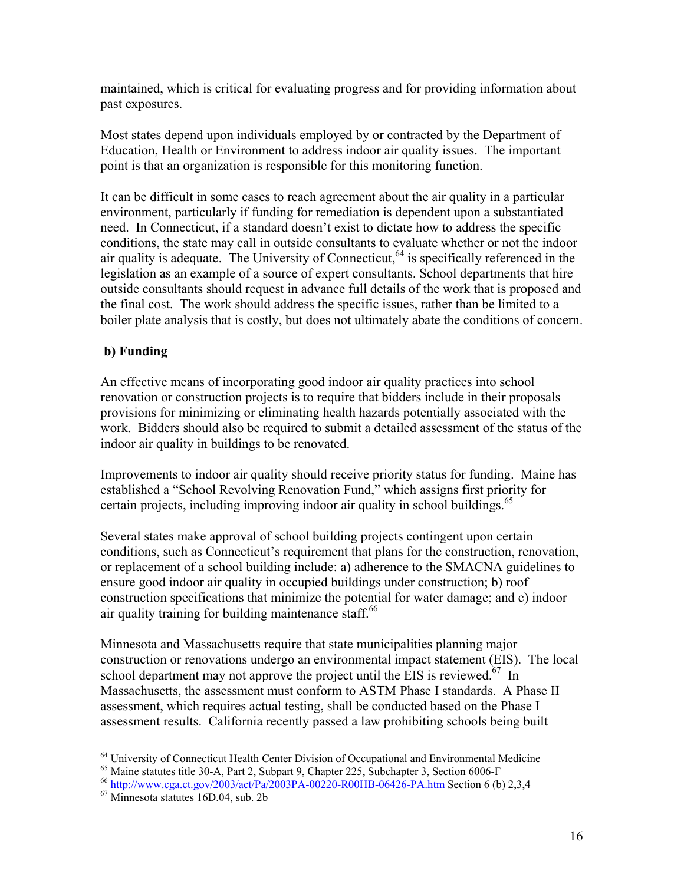maintained, which is critical for evaluating progress and for providing information about past exposures.

Most states depend upon individuals employed by or contracted by the Department of Education, Health or Environment to address indoor air quality issues. The important point is that an organization is responsible for this monitoring function.

It can be difficult in some cases to reach agreement about the air quality in a particular environment, particularly if funding for remediation is dependent upon a substantiated need. In Connecticut, if a standard doesn't exist to dictate how to address the specific conditions, the state may call in outside consultants to evaluate whether or not the indoor air quality is adequate. The University of Connecticut,[64] is specifically referenced in the legislation as an example of a source of expert consultants. School departments that hire outside consultants should request in advance full details of the work that is proposed and the final cost. The work should address the specific issues, rather than be limited to a boiler plate analysis that is costly, but does not ultimately abate the conditions of concern.

**b) Funding**

An effective means of incorporating good indoor air quality practices into school renovation or construction projects is to require that bidders include in their proposals provisions for minimizing or eliminating health hazards potentially associated with the work. Bidders should also be required to submit a detailed assessment of the status of the indoor air quality in buildings to be renovated.

Improvements to indoor air quality should receive priority status for funding. Maine has established a "School Revolving Renovation Fund," which assigns first priority for certain projects, including improving indoor air quality in school buildings.[65]

Several states make approval of school building projects contingent upon certain conditions, such as Connecticut's requirement that plans for the construction, renovation, or replacement of a school building include: a) adherence to the SMACNA guidelines to ensure good indoor air quality in occupied buildings under construction; b) roof construction specifications that minimize the potential for water damage; and c) indoor air quality training for building maintenance staff.[66]

Minnesota and Massachusetts require that state municipalities planning major construction or renovations undergo an environmental impact statement (EIS). The local school department may not approve the project until the EIS is reviewed.[67] In Massachusetts, the assessment must conform to ASTM Phase I standards. A Phase II assessment, which requires actual testing, shall be conducted based on the Phase I assessment results. California recently passed a law prohibiting schools being built

---

[64] University of Connecticut Health Center Division of Occupational and Environmental Medicine

[65] Maine statutes title 30-A, Part 2, Subpart 9, Chapter 225, Subchapter 3, Section 6006-F

[66] http://www.cga.ct.gov/2003/act/Pa/2003PA-00220-R00HB-06426-PA.htm Section 6 (b) 2,3,4

[67] Minnesota statutes 16D.04, sub. 2b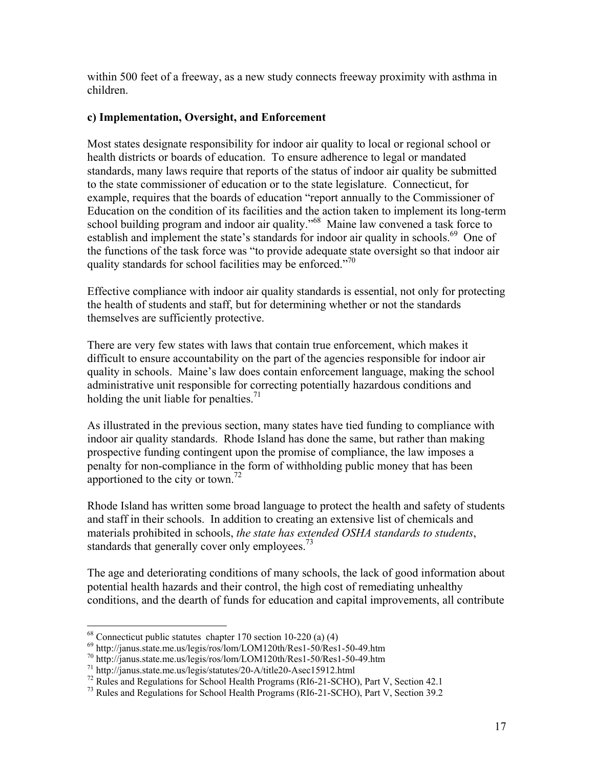within 500 feet of a freeway, as a new study connects freeway proximity with asthma in children.

**c) Implementation, Oversight, and Enforcement**

Most states designate responsibility for indoor air quality to local or regional school or health districts or boards of education. To ensure adherence to legal or mandated standards, many laws require that reports of the status of indoor air quality be submitted to the state commissioner of education or to the state legislature. Connecticut, for example, requires that the boards of education "report annually to the Commissioner of Education on the condition of its facilities and the action taken to implement its long-term school building program and indoor air quality."[68] Maine law convened a task force to establish and implement the state's standards for indoor air quality in schools.[69] One of the functions of the task force was "to provide adequate state oversight so that indoor air quality standards for school facilities may be enforced."[70]

Effective compliance with indoor air quality standards is essential, not only for protecting the health of students and staff, but for determining whether or not the standards themselves are sufficiently protective.

There are very few states with laws that contain true enforcement, which makes it difficult to ensure accountability on the part of the agencies responsible for indoor air quality in schools. Maine's law does contain enforcement language, making the school administrative unit responsible for correcting potentially hazardous conditions and holding the unit liable for penalties.[71]

As illustrated in the previous section, many states have tied funding to compliance with indoor air quality standards. Rhode Island has done the same, but rather than making prospective funding contingent upon the promise of compliance, the law imposes a penalty for non-compliance in the form of withholding public money that has been apportioned to the city or town.[72]

Rhode Island has written some broad language to protect the health and safety of students and staff in their schools. In addition to creating an extensive list of chemicals and materials prohibited in schools, *the state has extended OSHA standards to students*, standards that generally cover only employees.[73]

The age and deteriorating conditions of many schools, the lack of good information about potential health hazards and their control, the high cost of remediating unhealthy conditions, and the dearth of funds for education and capital improvements, all contribute

[68] Connecticut public statutes chapter 170 section 10-220 (a) (4)
[69] http://janus.state.me.us/legis/ros/lom/LOM120th/Res1-50/Res1-50-49.htm
[70] http://janus.state.me.us/legis/ros/lom/LOM120th/Res1-50/Res1-50-49.htm
[71] http://janus.state.me.us/legis/statutes/20-A/title20-Asec15912.html
[72] Rules and Regulations for School Health Programs (RI6-21-SCHO), Part V, Section 42.1
[73] Rules and Regulations for School Health Programs (RI6-21-SCHO), Part V, Section 39.2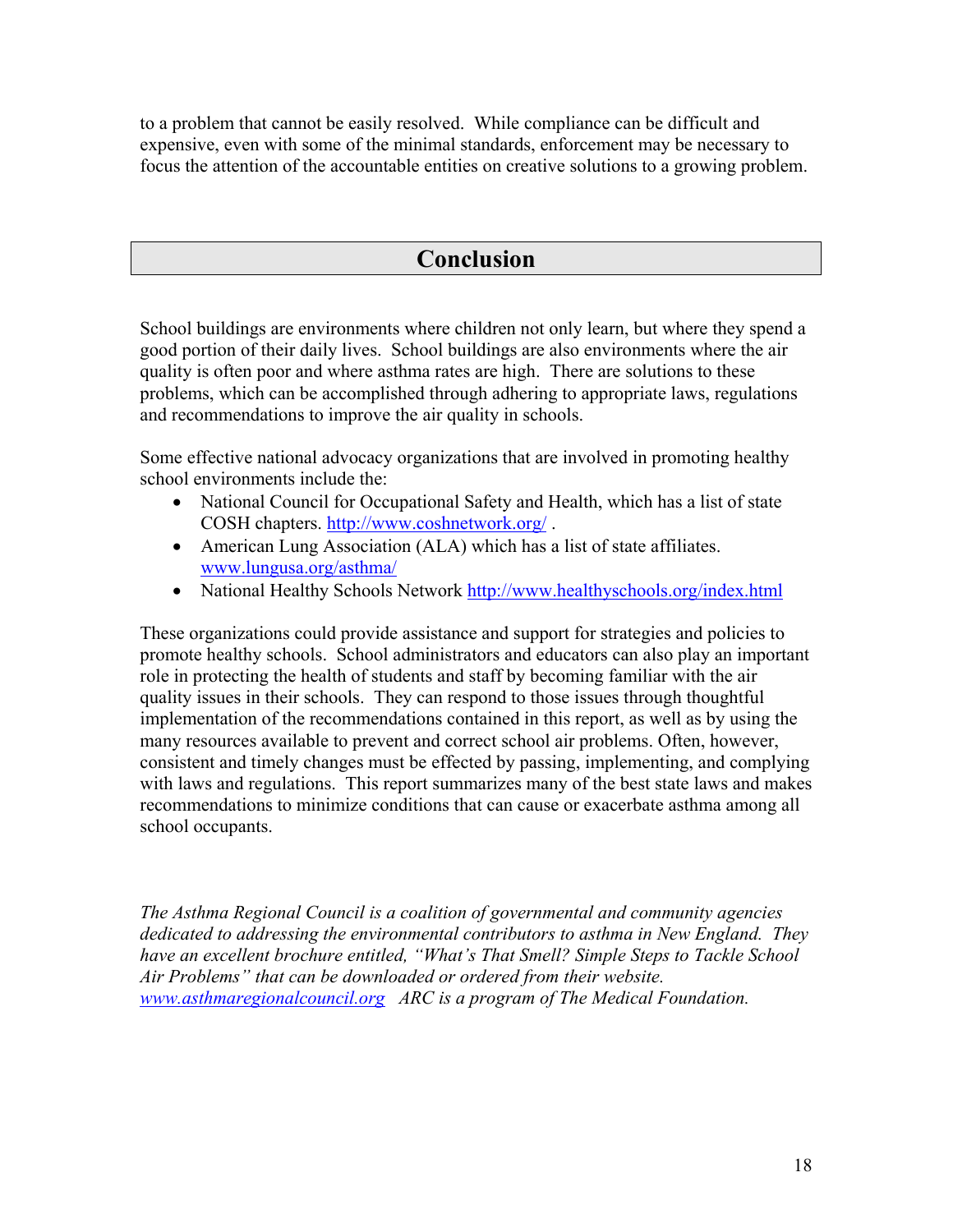to a problem that cannot be easily resolved. While compliance can be difficult and expensive, even with some of the minimal standards, enforcement may be necessary to focus the attention of the accountable entities on creative solutions to a growing problem.

## Conclusion

School buildings are environments where children not only learn, but where they spend a good portion of their daily lives. School buildings are also environments where the air quality is often poor and where asthma rates are high. There are solutions to these problems, which can be accomplished through adhering to appropriate laws, regulations and recommendations to improve the air quality in schools.

Some effective national advocacy organizations that are involved in promoting healthy school environments include the:

- National Council for Occupational Safety and Health, which has a list of state COSH chapters. http://www.coshnetwork.org/ .
- American Lung Association (ALA) which has a list of state affiliates. www.lungusa.org/asthma/
- National Healthy Schools Network http://www.healthyschools.org/index.html

These organizations could provide assistance and support for strategies and policies to promote healthy schools. School administrators and educators can also play an important role in protecting the health of students and staff by becoming familiar with the air quality issues in their schools. They can respond to those issues through thoughtful implementation of the recommendations contained in this report, as well as by using the many resources available to prevent and correct school air problems. Often, however, consistent and timely changes must be effected by passing, implementing, and complying with laws and regulations. This report summarizes many of the best state laws and makes recommendations to minimize conditions that can cause or exacerbate asthma among all school occupants.

*The Asthma Regional Council is a coalition of governmental and community agencies dedicated to addressing the environmental contributors to asthma in New England. They have an excellent brochure entitled, "What's That Smell? Simple Steps to Tackle School Air Problems" that can be downloaded or ordered from their website. www.asthmaregionalcouncil.org ARC is a program of The Medical Foundation.*